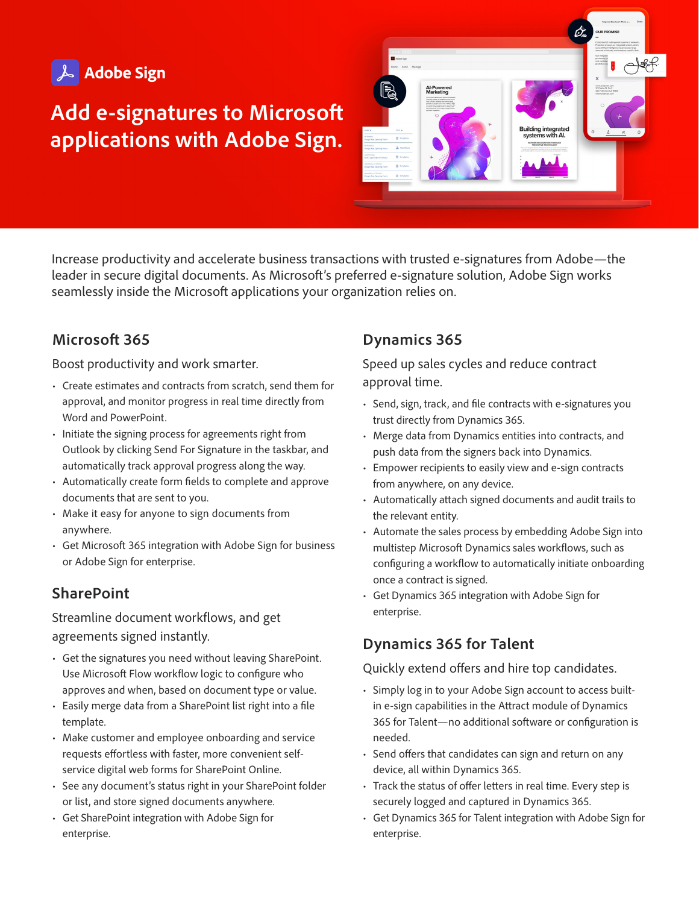Adobe Sign

# Add e-signatures to Microsoft applications with Adobe Sign.

Increase productivity and accelerate business transactions with trusted e-signatures from Adobe—the leader in secure digital documents. As Microsoft's preferred e-signature solution, Adobe Sign works seamlessly inside the Microsoft applications your organization relies on.

## Microsoft 365

Boost productivity and work smarter.

- Create estimates and contracts from scratch, send them for approval, and monitor progress in real time directly from Word and PowerPoint.
- Initiate the signing process for agreements right from Outlook by clicking Send For Signature in the taskbar, and automatically track approval progress along the way.
- Automatically create form fields to complete and approve documents that are sent to you.
- Make it easy for anyone to sign documents from anywhere.
- Get Microsoft 365 integration with Adobe Sign for business or Adobe Sign for enterprise.

## SharePoint

Streamline document workflows, and get agreements signed instantly.

- Get the signatures you need without leaving SharePoint. Use Microsoft Flow workflow logic to configure who approves and when, based on document type or value.
- Easily merge data from a SharePoint list right into a file template.
- Make customer and employee onboarding and service requests effortless with faster, more convenient self-service digital web forms for SharePoint Online.
- See any document's status right in your SharePoint folder or list, and store signed documents anywhere.
- Get SharePoint integration with Adobe Sign for enterprise.

## Dynamics 365

Speed up sales cycles and reduce contract approval time.

- Send, sign, track, and file contracts with e-signatures you trust directly from Dynamics 365.
- Merge data from Dynamics entities into contracts, and push data from the signers back into Dynamics.
- Empower recipients to easily view and e-sign contracts from anywhere, on any device.
- Automatically attach signed documents and audit trails to the relevant entity.
- Automate the sales process by embedding Adobe Sign into multistep Microsoft Dynamics sales workflows, such as configuring a workflow to automatically initiate onboarding once a contract is signed.
- Get Dynamics 365 integration with Adobe Sign for enterprise.

## Dynamics 365 for Talent

Quickly extend offers and hire top candidates.

- Simply log in to your Adobe Sign account to access built-in e-sign capabilities in the Attract module of Dynamics 365 for Talent—no additional software or configuration is needed.
- Send offers that candidates can sign and return on any device, all within Dynamics 365.
- Track the status of offer letters in real time. Every step is securely logged and captured in Dynamics 365.
- Get Dynamics 365 for Talent integration with Adobe Sign for enterprise.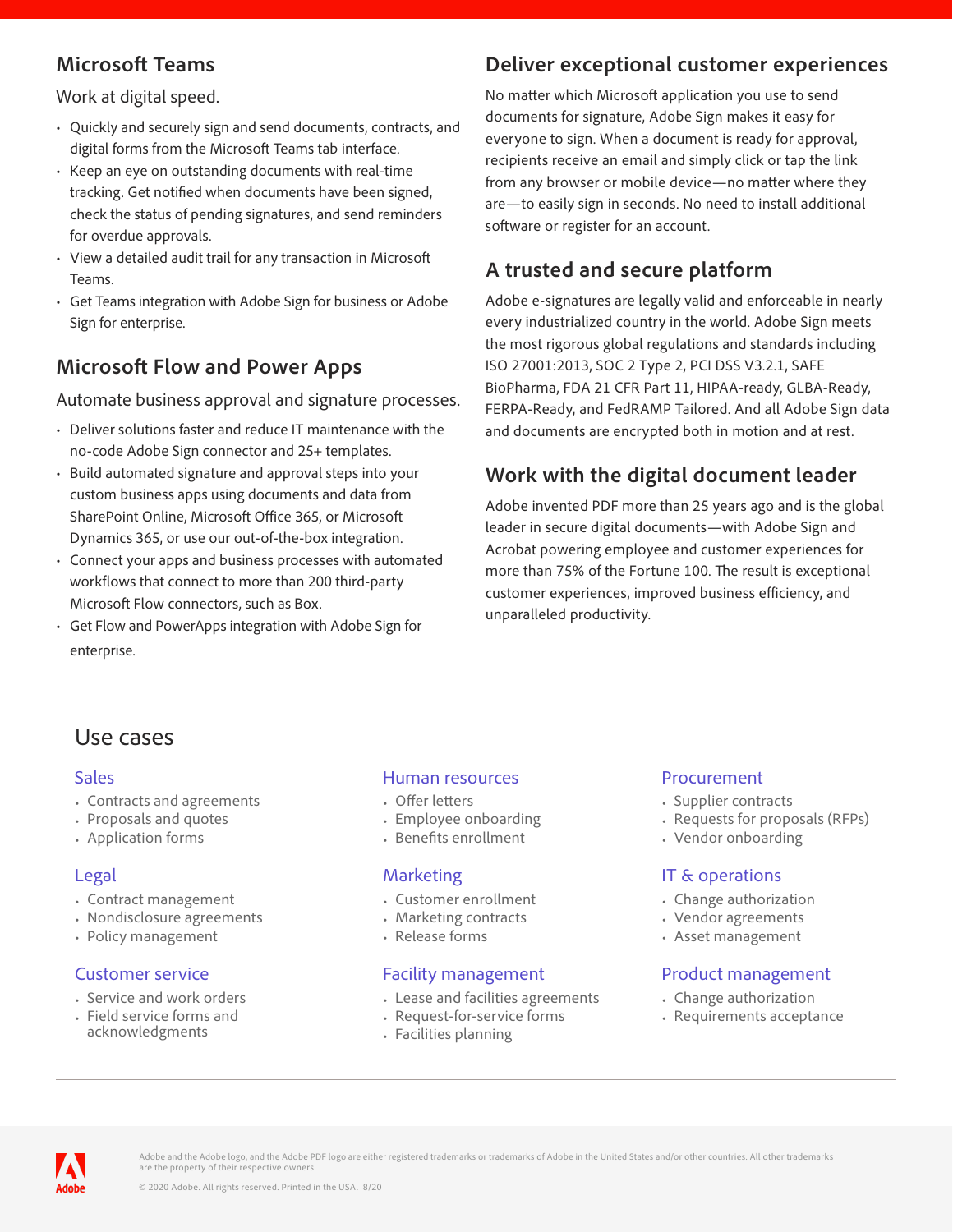## Microsoft Teams

Work at digital speed.

- Quickly and securely sign and send documents, contracts, and digital forms from the Microsoft Teams tab interface.
- Keep an eye on outstanding documents with real-time tracking. Get notified when documents have been signed, check the status of pending signatures, and send reminders for overdue approvals.
- View a detailed audit trail for any transaction in Microsoft Teams.
- Get Teams integration with Adobe Sign for business or Adobe Sign for enterprise.

## Microsoft Flow and Power Apps

Automate business approval and signature processes.

- Deliver solutions faster and reduce IT maintenance with the no-code Adobe Sign connector and 25+ templates.
- Build automated signature and approval steps into your custom business apps using documents and data from SharePoint Online, Microsoft Office 365, or Microsoft Dynamics 365, or use our out-of-the-box integration.
- Connect your apps and business processes with automated workflows that connect to more than 200 third-party Microsoft Flow connectors, such as Box.
- Get Flow and PowerApps integration with Adobe Sign for enterprise.

## Deliver exceptional customer experiences

No matter which Microsoft application you use to send documents for signature, Adobe Sign makes it easy for everyone to sign. When a document is ready for approval, recipients receive an email and simply click or tap the link from any browser or mobile device—no matter where they are—to easily sign in seconds. No need to install additional software or register for an account.

## A trusted and secure platform

Adobe e-signatures are legally valid and enforceable in nearly every industrialized country in the world. Adobe Sign meets the most rigorous global regulations and standards including ISO 27001:2013, SOC 2 Type 2, PCI DSS V3.2.1, SAFE BioPharma, FDA 21 CFR Part 11, HIPAA-ready, GLBA-Ready, FERPA-Ready, and FedRAMP Tailored. And all Adobe Sign data and documents are encrypted both in motion and at rest.

## Work with the digital document leader

Adobe invented PDF more than 25 years ago and is the global leader in secure digital documents—with Adobe Sign and Acrobat powering employee and customer experiences for more than 75% of the Fortune 100. The result is exceptional customer experiences, improved business efficiency, and unparalleled productivity.

## Use cases

### Sales
- Contracts and agreements
- Proposals and quotes
- Application forms

### Legal
- Contract management
- Nondisclosure agreements
- Policy management

### Customer service
- Service and work orders
- Field service forms and acknowledgments

### Human resources
- Offer letters
- Employee onboarding
- Benefits enrollment

### Marketing
- Customer enrollment
- Marketing contracts
- Release forms

### Facility management
- Lease and facilities agreements
- Request-for-service forms
- Facilities planning

### Procurement
- Supplier contracts
- Requests for proposals (RFPs)
- Vendor onboarding

### IT & operations
- Change authorization
- Vendor agreements
- Asset management

### Product management
- Change authorization
- Requirements acceptance

Adobe and the Adobe logo, and the Adobe PDF logo are either registered trademarks or trademarks of Adobe in the United States and/or other countries. All other trademarks are the property of their respective owners.

© 2020 Adobe. All rights reserved. Printed in the USA. 8/20